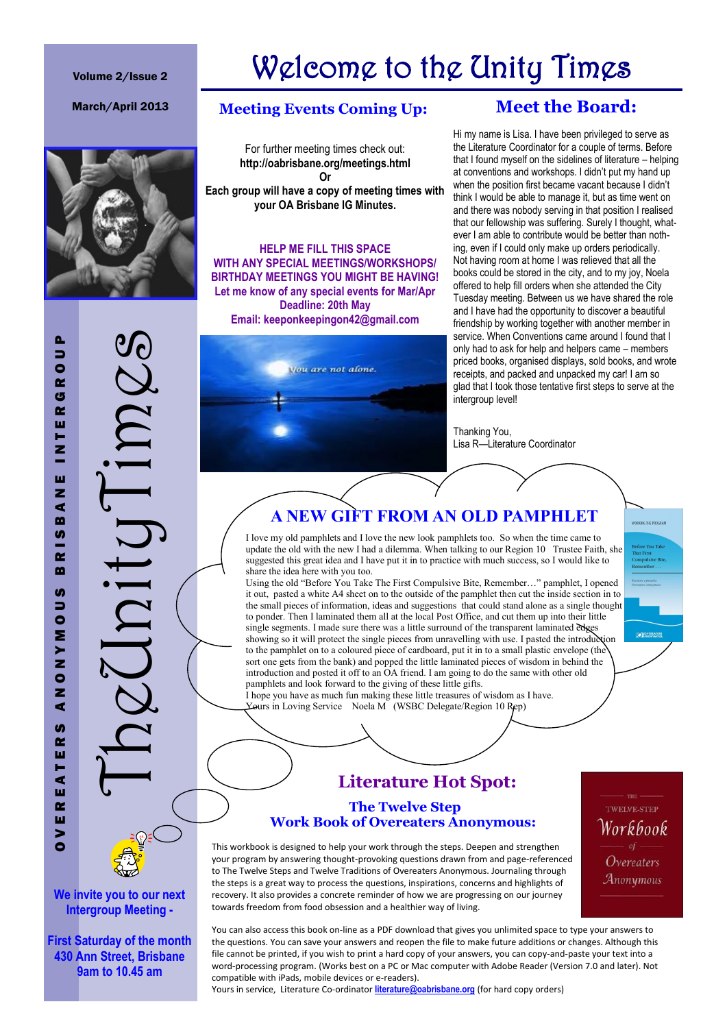# Welcome to the Unity Times

Volume 2/Issue 2

March/April 2013

The Unity Times

OVEREATERS ANONYMOUS BRISBANE INTERGROUP

**We invite you to our next Intergroup Meeting -**

**First Saturday of the month**
**430 Ann Street, Brisbane**
**9am to 10.45 am**

## Meeting Events Coming Up:

For further meeting times check out:
**http://oabrisbane.org/meetings.html**
**Or**
**Each group will have a copy of meeting times with your OA Brisbane IG Minutes.**

**HELP ME FILL THIS SPACE**
**WITH ANY SPECIAL MEETINGS/WORKSHOPS/ BIRTHDAY MEETINGS YOU MIGHT BE HAVING!**
**Let me know of any special events for Mar/Apr**
**Deadline: 20th May**
**Email: keeponkeepingon42@gmail.com**

*You are not alone.*

## Meet the Board:

Hi my name is Lisa. I have been privileged to serve as the Literature Coordinator for a couple of terms. Before that I found myself on the sidelines of literature – helping at conventions and workshops. I didn't put my hand up when the position first became vacant because I didn't think I would be able to manage it, but as time went on and there was nobody serving in that position I realised that our fellowship was suffering. Surely I thought, whatever I am able to contribute would be better than nothing, even if I could only make up orders periodically. Not having room at home I was relieved that all the books could be stored in the city, and to my joy, Noela offered to help fill orders when she attended the City Tuesday meeting. Between us we have shared the role and I have had the opportunity to discover a beautiful friendship by working together with another member in service. When Conventions came around I found that I only had to ask for help and helpers came – members priced books, organised displays, sold books, and wrote receipts, and packed and unpacked my car! I am so glad that I took those tentative first steps to serve at the intergroup level!

Thanking You,
Lisa R—Literature Coordinator

## A NEW GIFT FROM AN OLD PAMPHLET

I love my old pamphlets and I love the new look pamphlets too. So when the time came to update the old with the new I had a dilemma. When talking to our Region 10 Trustee Faith, she suggested this great idea and I have put it in to practice with much success, so I would like to share the idea here with you too.

Using the old "Before You Take The First Compulsive Bite, Remember…" pamphlet, I opened it out, pasted a white A4 sheet on to the outside of the pamphlet then cut the inside section in to the small pieces of information, ideas and suggestions that could stand alone as a single thought to ponder. Then I laminated them all at the local Post Office, and cut them up into their little single segments. I made sure there was a little surround of the transparent laminated edges showing so it will protect the single pieces from unravelling with use. I pasted the introduction to the pamphlet on to a coloured piece of cardboard, put it in to a small plastic envelope (the sort one gets from the bank) and popped the little laminated pieces of wisdom in behind the introduction and posted it off to an OA friend. I am going to do the same with other old pamphlets and look forward to the giving of these little gifts.

I hope you have as much fun making these little treasures of wisdom as I have.

Yours in Loving Service Noela M (WSBC Delegate/Region 10 Rep)

## Literature Hot Spot:

### The Twelve Step Work Book of Overeaters Anonymous:

This workbook is designed to help your work through the steps. Deepen and strengthen your program by answering thought-provoking questions drawn from and page-referenced to The Twelve Steps and Twelve Traditions of Overeaters Anonymous. Journaling through the steps is a great way to process the questions, inspirations, concerns and highlights of recovery. It also provides a concrete reminder of how we are progressing on our journey towards freedom from food obsession and a healthier way of living.

You can also access this book on-line as a PDF download that gives you unlimited space to type your answers to the questions. You can save your answers and reopen the file to make future additions or changes. Although this file cannot be printed, if you wish to print a hard copy of your answers, you can copy-and-paste your text into a word-processing program. (Works best on a PC or Mac computer with Adobe Reader (Version 7.0 and later). Not compatible with iPads, mobile devices or e-readers).

Yours in service, Literature Co-ordinator **literature@oabrisbane.org** (for hard copy orders)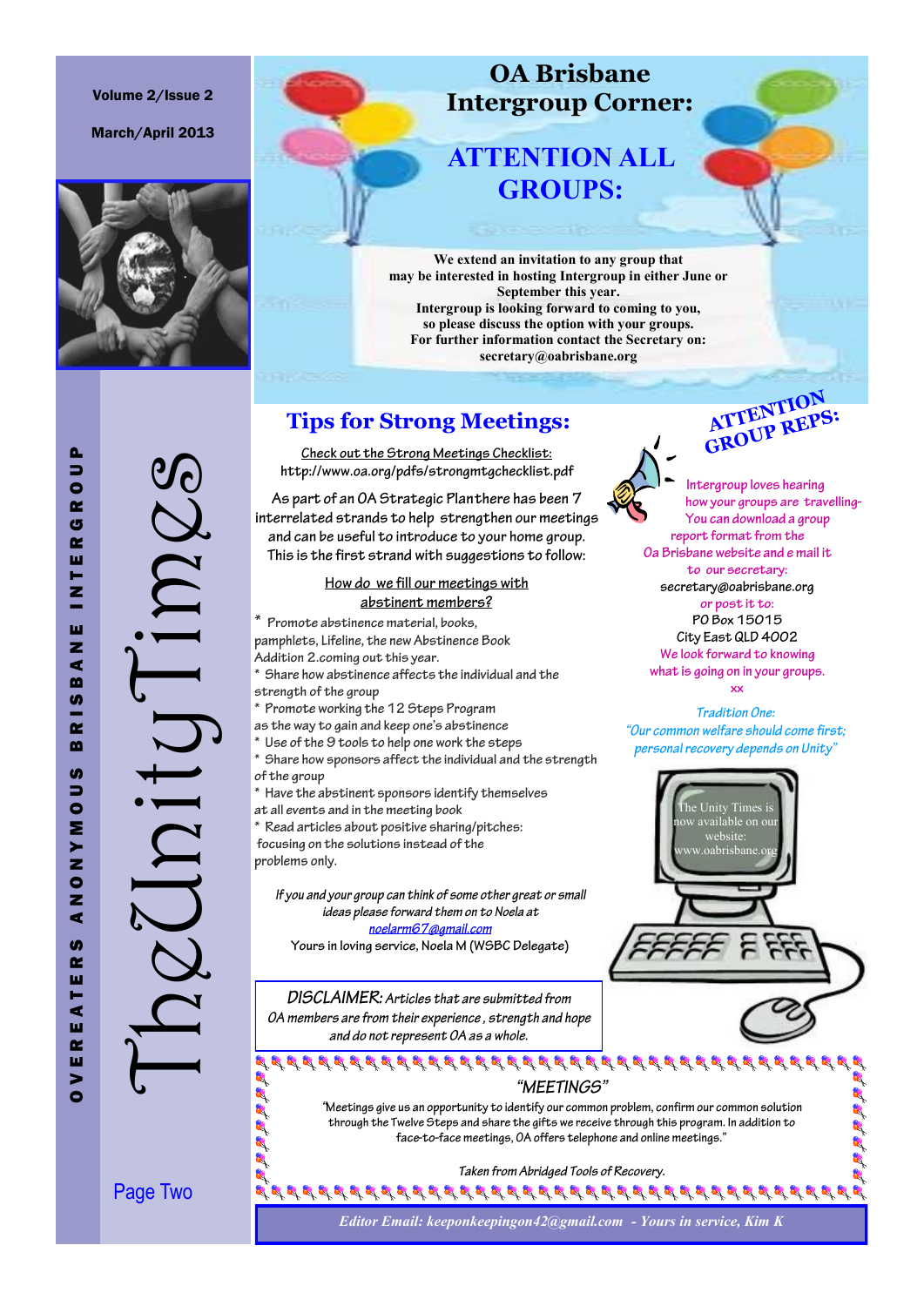# OA Brisbane Intergroup Corner:

## ATTENTION ALL GROUPS:

**We extend an invitation to any group that may be interested in hosting Intergroup in either June or September this year.**
**Intergroup is looking forward to coming to you, so please discuss the option with your groups.**
**For further information contact the Secretary on:**
**secretary@oabrisbane.org**

## Tips for Strong Meetings:

Check out the Strong Meetings Checklist:
http://www.oa.org/pdfs/strongmtgchecklist.pdf

As part of an OA Strategic Plan there has been 7 interrelated strands to help strengthen our meetings and can be useful to introduce to your home group. This is the first strand with suggestions to follow:

How do we fill our meetings with abstinent members?

* Promote abstinence material, books, pamphlets, Lifeline, the new Abstinence Book Addition 2.coming out this year.
* Share how abstinence affects the individual and the strength of the group
* Promote working the 12 Steps Program as the way to gain and keep one's abstinence
* Use of the 9 tools to help one work the steps
* Share how sponsors affect the individual and the strength of the group
* Have the abstinent sponsors identify themselves at all events and in the meeting book
* Read articles about positive sharing/pitches: focusing on the solutions instead of the problems only.

*If you and your group can think of some other great or small ideas please forward them on to Noela at noelarm67@gmail.com*

Yours in loving service, Noela M (WSBC Delegate)

*DISCLAIMER: Articles that are submitted from OA members are from their experience , strength and hope and do not represent OA as a whole.*

## ATTENTION GROUP REPS:

Intergroup loves hearing how your groups are travelling- You can download a group report format from the Oa Brisbane website and e mail it to our secretary:
secretary@oabrisbane.org
or post it to:
PO Box 15015
City East QLD 4002
We look forward to knowing what is going on in your groups.
xx

*Tradition One:*
*"Our common welfare should come first; personal recovery depends on Unity"*

The Unity Times is now available on our website: www.oabrisbane.org

*"MEETINGS"*

"Meetings give us an opportunity to identify our common problem, confirm our common solution through the Twelve Steps and share the gifts we receive through this program. In addition to face-to-face meetings, OA offers telephone and online meetings."

*Taken from Abridged Tools of Recovery.*

*Editor Email: keeponkeepingon42@gmail.com - Yours in service, Kim K*